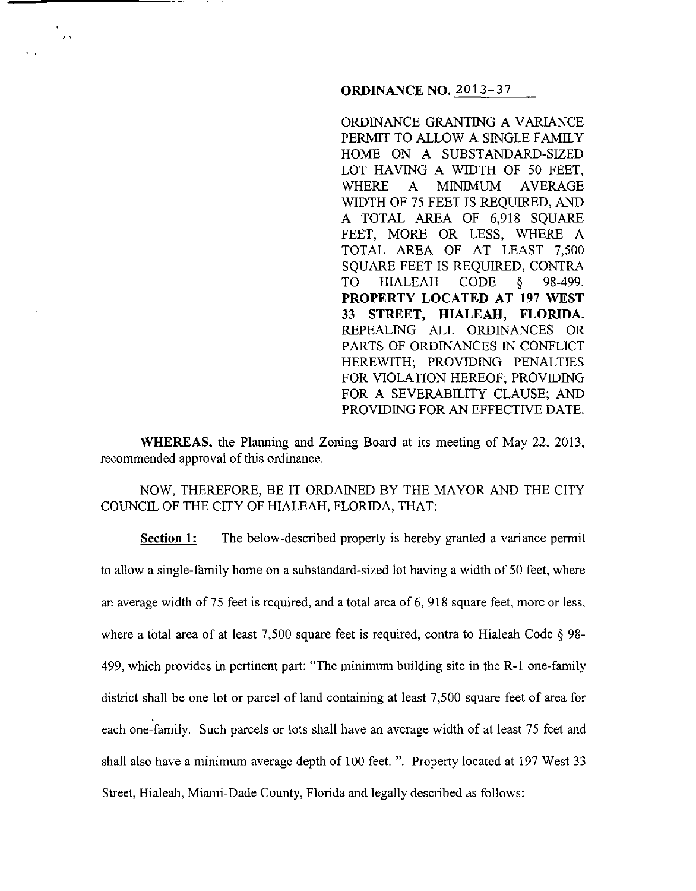**ORDINANCE NO. 2013-37**

ORDINANCE GRANTING A VARIANCE PERMIT TO ALLOW A SINGLE FAMILY HOME ON A SUBSTANDARD-SIZED LOT HAVING A WIDTH OF 50 FEET, WHERE A MINIMUM AVERAGE WIDTH OF 75 FEET IS REQUIRED, AND A TOTAL AREA OF 6,918 SQUARE FEET, MORE OR LESS, WHERE A TOTAL AREA OF AT LEAST 7,500 SQUARE FEET IS REQUIRED, CONTRA TO HIALEAH CODE § 98-499. **PROPERTY LOCATED AT 197 WEST 33 STREET, HIALEAH, FLORIDA.** REPEALING ALL ORDINANCES OR PARTS OF ORDINANCES IN CONFLICT HEREWITH; PROVIDING PENALTIES FOR VIOLATION HEREOF; PROVIDING FOR A SEVERABILITY CLAUSE; AND PROVIDING FOR AN EFFECTIVE DATE.

**WHEREAS,** the Planning and Zoning Board at its meeting of May 22, 2013, recommended approval of this ordinance.

NOW, THEREFORE, BE IT ORDAINED BY THE MAYOR AND THE CITY COUNCIL OF THE CITY OF HIALEAH, FLORIDA, THAT:

**Section 1:** The below-described property is hereby granted a variance permit to allow a single-family home on a substandard-sized lot having a width of 50 feet, where an average width of 75 feet is required, and a total area of 6, 918 square feet, more or less, where a total area of at least 7,500 square feet is required, contra to Hialeah Code § 98-499, which provides in pertinent part: "The minimum building site in the R-1 one-family district shall be one lot or parcel of land containing at least 7,500 square feet of area for each one-family. Such parcels or lots shall have an average width of at least 75 feet and shall also have a minimum average depth of 100 feet. ". Property located at 197 West 33 Street, Hialeah, Miami-Dade County, Florida and legally described as follows: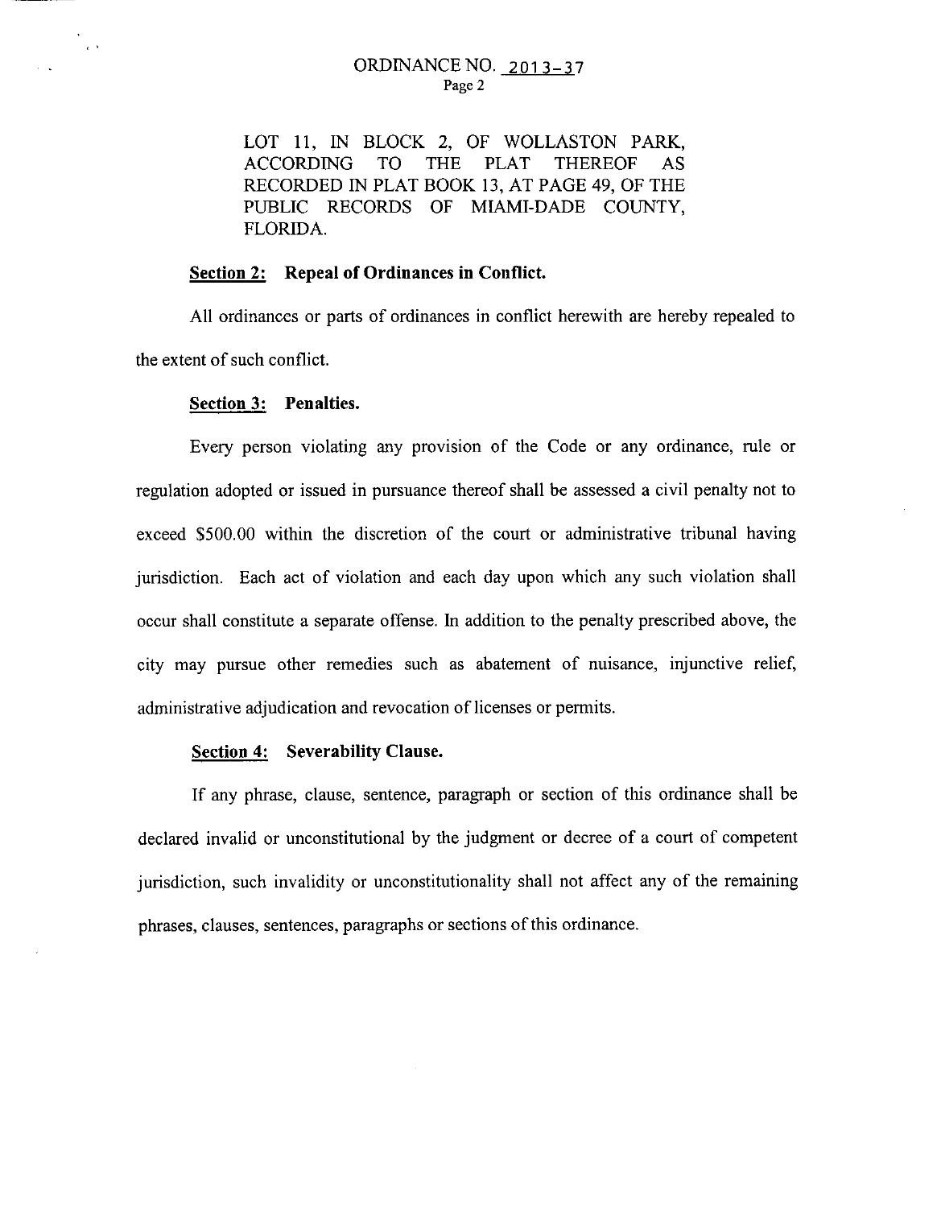LOT 11, IN BLOCK 2, OF WOLLASTON PARK, ACCORDING TO THE PLAT THEREOF AS RECORDED IN PLAT BOOK 13, AT PAGE 49, OF THE PUBLIC RECORDS OF MIAMI-DADE COUNTY, FLORIDA.

**Section 2: Repeal of Ordinances in Conflict.**

All ordinances or parts of ordinances in conflict herewith are hereby repealed to the extent of such conflict.

**Section 3: Penalties.**

Every person violating any provision of the Code or any ordinance, rule or regulation adopted or issued in pursuance thereof shall be assessed a civil penalty not to exceed $500.00 within the discretion of the court or administrative tribunal having jurisdiction. Each act of violation and each day upon which any such violation shall occur shall constitute a separate offense. In addition to the penalty prescribed above, the city may pursue other remedies such as abatement of nuisance, injunctive relief, administrative adjudication and revocation of licenses or permits.

**Section 4: Severability Clause.**

If any phrase, clause, sentence, paragraph or section of this ordinance shall be declared invalid or unconstitutional by the judgment or decree of a court of competent jurisdiction, such invalidity or unconstitutionality shall not affect any of the remaining phrases, clauses, sentences, paragraphs or sections of this ordinance.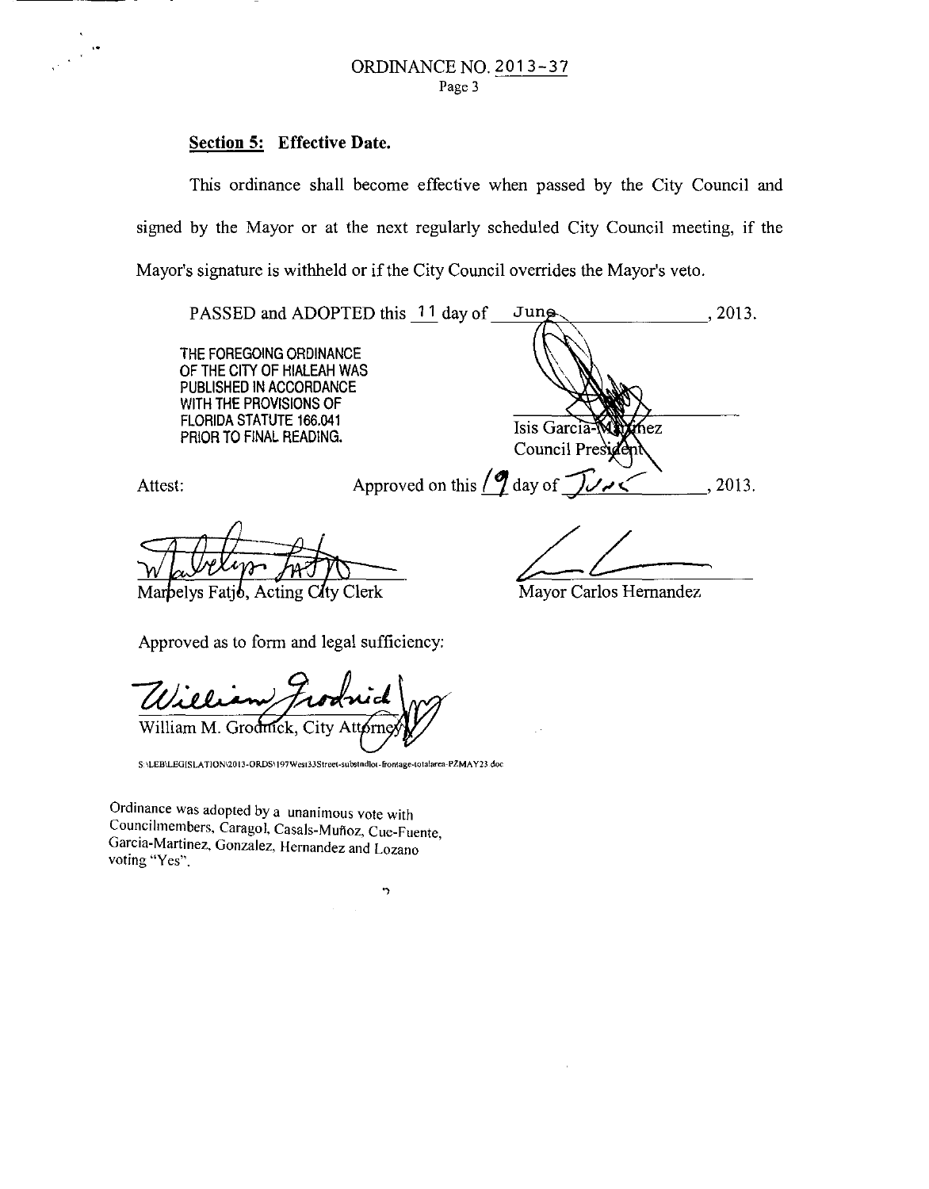ORDINANCE NO. 2013-37

**Section 5: Effective Date.**

This ordinance shall become effective when passed by the City Council and signed by the Mayor or at the next regularly scheduled City Council meeting, if the Mayor's signature is withheld or if the City Council overrides the Mayor's veto.

PASSED and ADOPTED this 11 day of June, 2013.

THE FOREGOING ORDINANCE OF THE CITY OF HIALEAH WAS PUBLISHED IN ACCORDANCE WITH THE PROVISIONS OF FLORIDA STATUTE 166.041 PRIOR TO FINAL READING.

Isis Garcia-Martinez
Council President

Attest:

Approved on this 19 day of June, 2013.

Marbelys Fatjo, Acting City Clerk

Mayor Carlos Hernandez

Approved as to form and legal sufficiency:

William M. Grodnick, City Attorney

S:\LEB\LEGISLATION\2013-ORDS\197West33Street-substndlot-frontage-totalarea-PZMAY23.doc

Ordinance was adopted by a unanimous vote with Councilmembers, Caragol, Casals-Muñoz, Cue-Fuente, Garcia-Martinez, Gonzalez, Hernandez and Lozano voting "Yes".